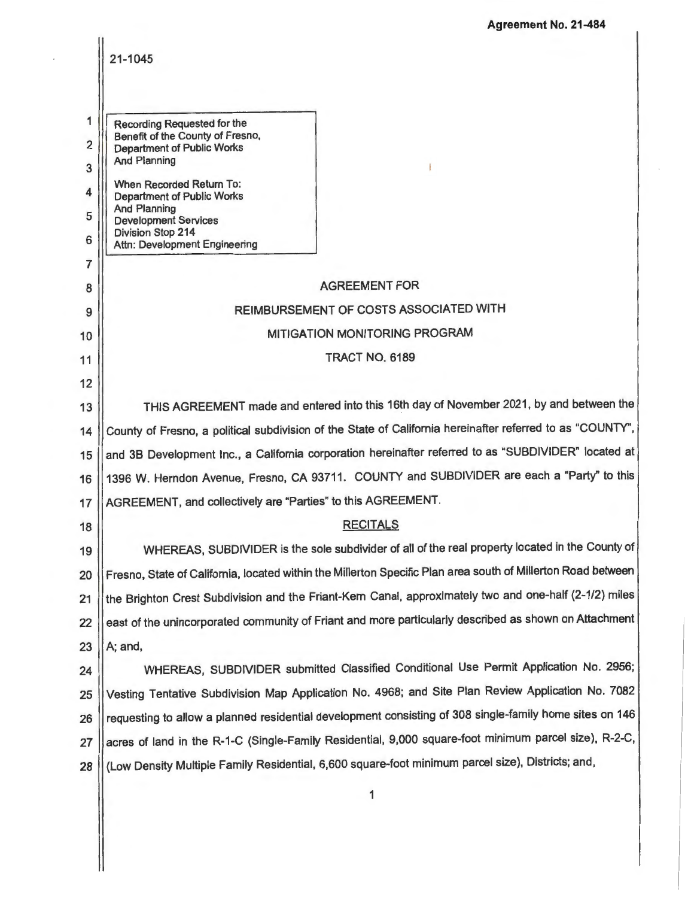Agreement No. 21-484

21-1045

Recording Requested for the Benefit of the County of Fresno, Department of Public Works And Planning

When Recorded Return To:
Department of Public Works And Planning
Development Services
Division Stop 214
Attn: Development Engineering

# AGREEMENT FOR
# REIMBURSEMENT OF COSTS ASSOCIATED WITH
# MITIGATION MONITORING PROGRAM
# TRACT NO. 6189

THIS AGREEMENT made and entered into this 16th day of November 2021, by and between the County of Fresno, a political subdivision of the State of California hereinafter referred to as "COUNTY", and 3B Development Inc., a California corporation hereinafter referred to as "SUBDIVIDER" located at 1396 W. Herndon Avenue, Fresno, CA 93711. COUNTY and SUBDIVIDER are each a "Party" to this AGREEMENT, and collectively are "Parties" to this AGREEMENT.

## RECITALS

WHEREAS, SUBDIVIDER is the sole subdivider of all of the real property located in the County of Fresno, State of California, located within the Millerton Specific Plan area south of Millerton Road between the Brighton Crest Subdivision and the Friant-Kern Canal, approximately two and one-half (2-1/2) miles east of the unincorporated community of Friant and more particularly described as shown on Attachment A; and,

WHEREAS, SUBDIVIDER submitted Classified Conditional Use Permit Application No. 2956; Vesting Tentative Subdivision Map Application No. 4968; and Site Plan Review Application No. 7082 requesting to allow a planned residential development consisting of 308 single-family home sites on 146 acres of land in the R-1-C (Single-Family Residential, 9,000 square-foot minimum parcel size), R-2-C, (Low Density Multiple Family Residential, 6,600 square-foot minimum parcel size), Districts; and,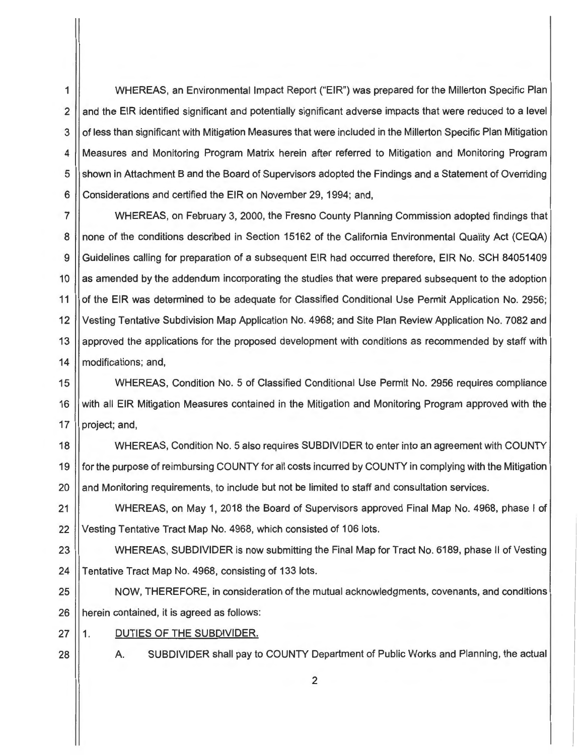WHEREAS, an Environmental Impact Report ("EIR") was prepared for the Millerton Specific Plan and the EIR identified significant and potentially significant adverse impacts that were reduced to a level of less than significant with Mitigation Measures that were included in the Millerton Specific Plan Mitigation Measures and Monitoring Program Matrix herein after referred to Mitigation and Monitoring Program shown in Attachment B and the Board of Supervisors adopted the Findings and a Statement of Overriding Considerations and certified the EIR on November 29, 1994; and,

WHEREAS, on February 3, 2000, the Fresno County Planning Commission adopted findings that none of the conditions described in Section 15162 of the California Environmental Quality Act (CEQA) Guidelines calling for preparation of a subsequent EIR had occurred therefore, EIR No. SCH 84051409 as amended by the addendum incorporating the studies that were prepared subsequent to the adoption of the EIR was determined to be adequate for Classified Conditional Use Permit Application No. 2956; Vesting Tentative Subdivision Map Application No. 4968; and Site Plan Review Application No. 7082 and approved the applications for the proposed development with conditions as recommended by staff with modifications; and,

WHEREAS, Condition No. 5 of Classified Conditional Use Permit No. 2956 requires compliance with all EIR Mitigation Measures contained in the Mitigation and Monitoring Program approved with the project; and,

WHEREAS, Condition No. 5 also requires SUBDIVIDER to enter into an agreement with COUNTY for the purpose of reimbursing COUNTY for all costs incurred by COUNTY in complying with the Mitigation and Monitoring requirements, to include but not be limited to staff and consultation services.

WHEREAS, on May 1, 2018 the Board of Supervisors approved Final Map No. 4968, phase I of Vesting Tentative Tract Map No. 4968, which consisted of 106 lots.

WHEREAS, SUBDIVIDER is now submitting the Final Map for Tract No. 6189, phase II of Vesting Tentative Tract Map No. 4968, consisting of 133 lots.

NOW, THEREFORE, in consideration of the mutual acknowledgments, covenants, and conditions herein contained, it is agreed as follows:

1. DUTIES OF THE SUBDIVIDER.

   A. SUBDIVIDER shall pay to COUNTY Department of Public Works and Planning, the actual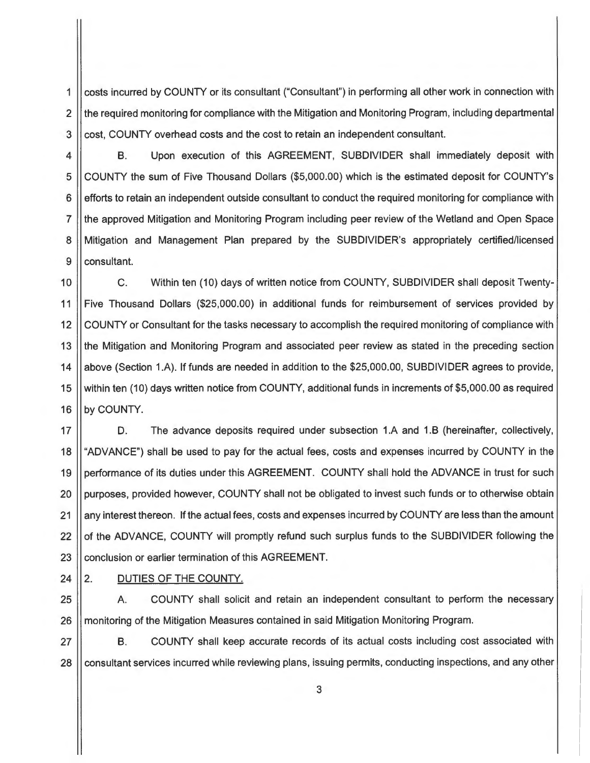costs incurred by COUNTY or its consultant ("Consultant") in performing all other work in connection with the required monitoring for compliance with the Mitigation and Monitoring Program, including departmental cost, COUNTY overhead costs and the cost to retain an independent consultant.

B. Upon execution of this AGREEMENT, SUBDIVIDER shall immediately deposit with COUNTY the sum of Five Thousand Dollars ($5,000.00) which is the estimated deposit for COUNTY's efforts to retain an independent outside consultant to conduct the required monitoring for compliance with the approved Mitigation and Monitoring Program including peer review of the Wetland and Open Space Mitigation and Management Plan prepared by the SUBDIVIDER's appropriately certified/licensed consultant.

C. Within ten (10) days of written notice from COUNTY, SUBDIVIDER shall deposit Twenty-Five Thousand Dollars ($25,000.00) in additional funds for reimbursement of services provided by COUNTY or Consultant for the tasks necessary to accomplish the required monitoring of compliance with the Mitigation and Monitoring Program and associated peer review as stated in the preceding section above (Section 1.A). If funds are needed in addition to the $25,000.00, SUBDIVIDER agrees to provide, within ten (10) days written notice from COUNTY, additional funds in increments of $5,000.00 as required by COUNTY.

D. The advance deposits required under subsection 1.A and 1.B (hereinafter, collectively, "ADVANCE") shall be used to pay for the actual fees, costs and expenses incurred by COUNTY in the performance of its duties under this AGREEMENT. COUNTY shall hold the ADVANCE in trust for such purposes, provided however, COUNTY shall not be obligated to invest such funds or to otherwise obtain any interest thereon. If the actual fees, costs and expenses incurred by COUNTY are less than the amount of the ADVANCE, COUNTY will promptly refund such surplus funds to the SUBDIVIDER following the conclusion or earlier termination of this AGREEMENT.

2. <u>DUTIES OF THE COUNTY.</u>

A. COUNTY shall solicit and retain an independent consultant to perform the necessary monitoring of the Mitigation Measures contained in said Mitigation Monitoring Program.

B. COUNTY shall keep accurate records of its actual costs including cost associated with consultant services incurred while reviewing plans, issuing permits, conducting inspections, and any other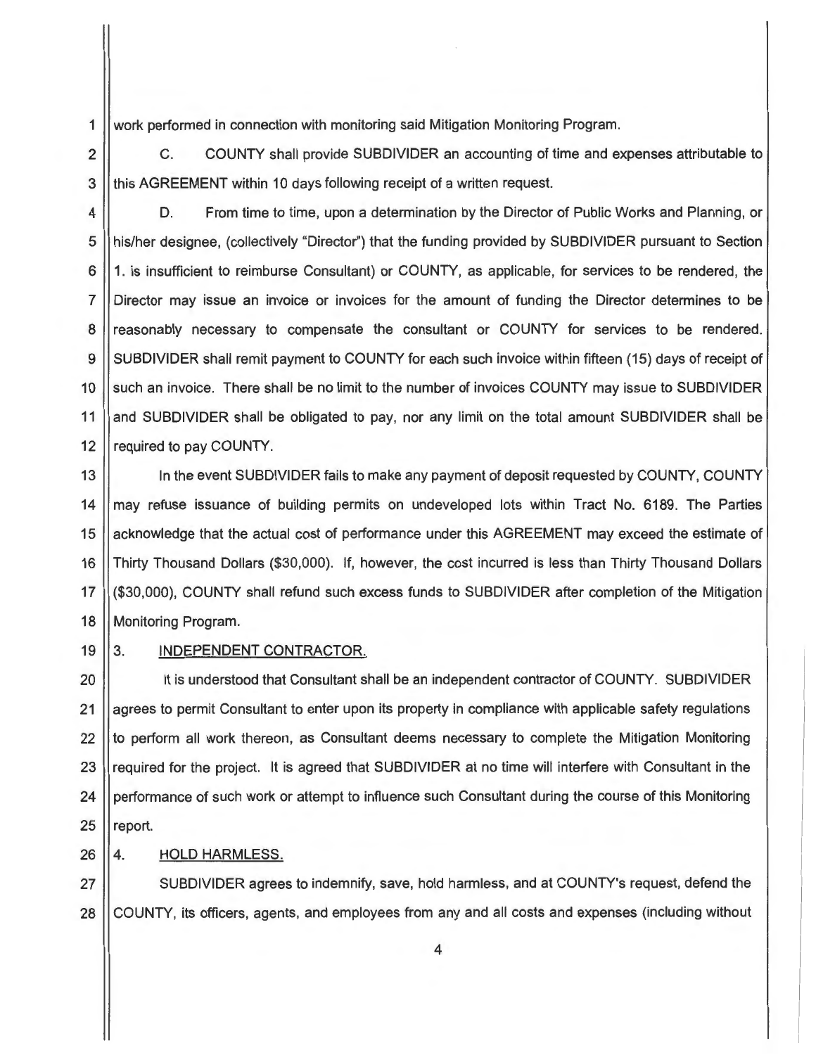work performed in connection with monitoring said Mitigation Monitoring Program.

C. COUNTY shall provide SUBDIVIDER an accounting of time and expenses attributable to this AGREEMENT within 10 days following receipt of a written request.

D. From time to time, upon a determination by the Director of Public Works and Planning, or his/her designee, (collectively "Director") that the funding provided by SUBDIVIDER pursuant to Section 1. is insufficient to reimburse Consultant) or COUNTY, as applicable, for services to be rendered, the Director may issue an invoice or invoices for the amount of funding the Director determines to be reasonably necessary to compensate the consultant or COUNTY for services to be rendered. SUBDIVIDER shall remit payment to COUNTY for each such invoice within fifteen (15) days of receipt of such an invoice. There shall be no limit to the number of invoices COUNTY may issue to SUBDIVIDER and SUBDIVIDER shall be obligated to pay, nor any limit on the total amount SUBDIVIDER shall be required to pay COUNTY.

In the event SUBDIVIDER fails to make any payment of deposit requested by COUNTY, COUNTY may refuse issuance of building permits on undeveloped lots within Tract No. 6189. The Parties acknowledge that the actual cost of performance under this AGREEMENT may exceed the estimate of Thirty Thousand Dollars ($30,000). If, however, the cost incurred is less than Thirty Thousand Dollars ($30,000), COUNTY shall refund such excess funds to SUBDIVIDER after completion of the Mitigation Monitoring Program.

3. <u>INDEPENDENT CONTRACTOR.</u>

It is understood that Consultant shall be an independent contractor of COUNTY. SUBDIVIDER agrees to permit Consultant to enter upon its property in compliance with applicable safety regulations to perform all work thereon, as Consultant deems necessary to complete the Mitigation Monitoring required for the project. It is agreed that SUBDIVIDER at no time will interfere with Consultant in the performance of such work or attempt to influence such Consultant during the course of this Monitoring report.

4. <u>HOLD HARMLESS.</u>

SUBDIVIDER agrees to indemnify, save, hold harmless, and at COUNTY's request, defend the COUNTY, its officers, agents, and employees from any and all costs and expenses (including without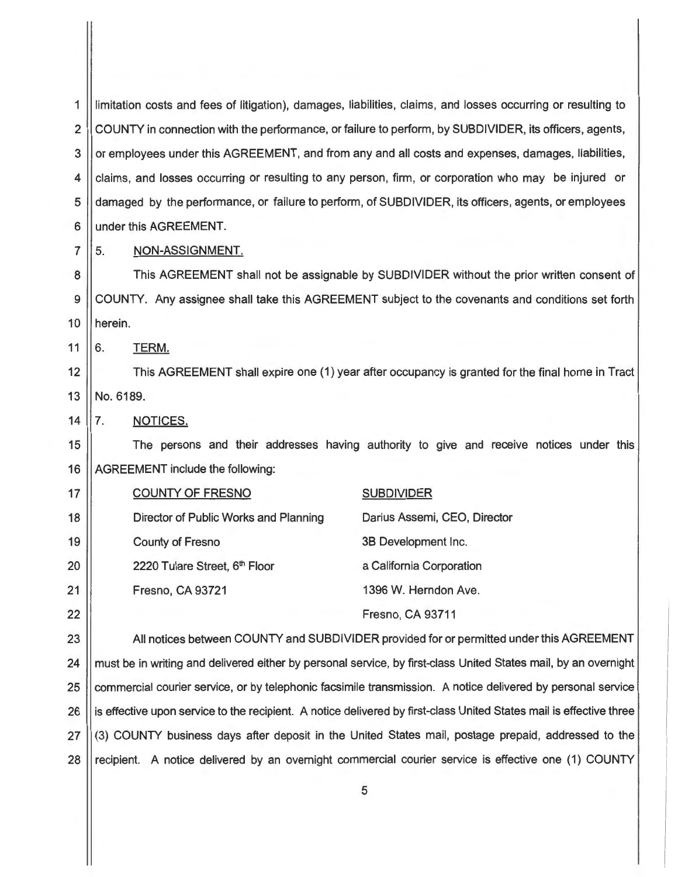limitation costs and fees of litigation), damages, liabilities, claims, and losses occurring or resulting to COUNTY in connection with the performance, or failure to perform, by SUBDIVIDER, its officers, agents, or employees under this AGREEMENT, and from any and all costs and expenses, damages, liabilities, claims, and losses occurring or resulting to any person, firm, or corporation who may be injured or damaged by the performance, or failure to perform, of SUBDIVIDER, its officers, agents, or employees under this AGREEMENT.

5. <u>NON-ASSIGNMENT.</u>

This AGREEMENT shall not be assignable by SUBDIVIDER without the prior written consent of COUNTY. Any assignee shall take this AGREEMENT subject to the covenants and conditions set forth herein.

6. <u>TERM.</u>

This AGREEMENT shall expire one (1) year after occupancy is granted for the final home in Tract No. 6189.

7. <u>NOTICES.</u>

The persons and their addresses having authority to give and receive notices under this AGREEMENT include the following:

<u>COUNTY OF FRESNO</u>
Director of Public Works and Planning
County of Fresno
2220 Tulare Street, 6th Floor
Fresno, CA 93721

<u>SUBDIVIDER</u>
Darius Assemi, CEO, Director
3B Development Inc.
a California Corporation
1396 W. Herndon Ave.
Fresno, CA 93711

All notices between COUNTY and SUBDIVIDER provided for or permitted under this AGREEMENT must be in writing and delivered either by personal service, by first-class United States mail, by an overnight commercial courier service, or by telephonic facsimile transmission. A notice delivered by personal service is effective upon service to the recipient. A notice delivered by first-class United States mail is effective three (3) COUNTY business days after deposit in the United States mail, postage prepaid, addressed to the recipient. A notice delivered by an overnight commercial courier service is effective one (1) COUNTY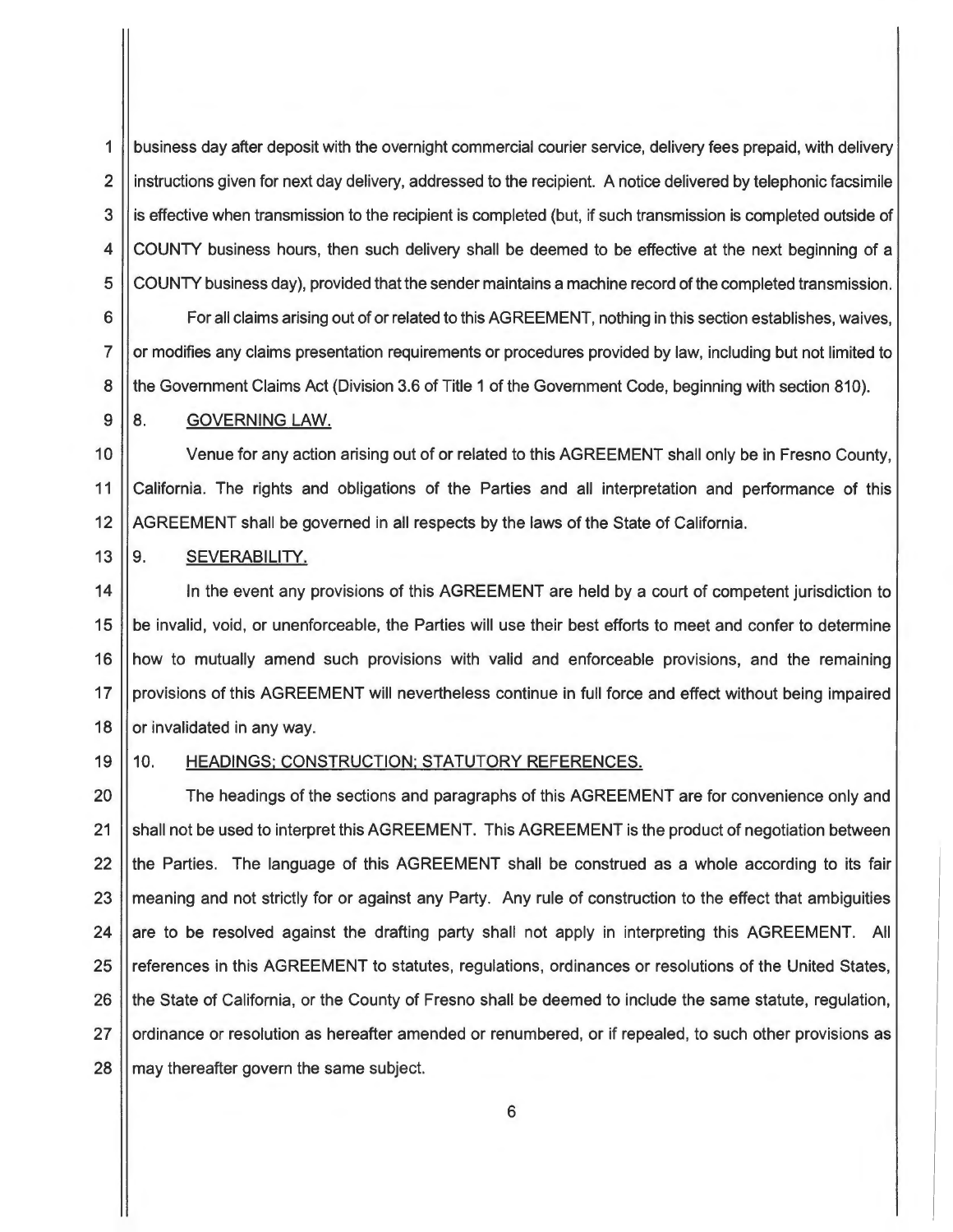business day after deposit with the overnight commercial courier service, delivery fees prepaid, with delivery instructions given for next day delivery, addressed to the recipient. A notice delivered by telephonic facsimile is effective when transmission to the recipient is completed (but, if such transmission is completed outside of COUNTY business hours, then such delivery shall be deemed to be effective at the next beginning of a COUNTY business day), provided that the sender maintains a machine record of the completed transmission.

For all claims arising out of or related to this AGREEMENT, nothing in this section establishes, waives, or modifies any claims presentation requirements or procedures provided by law, including but not limited to the Government Claims Act (Division 3.6 of Title 1 of the Government Code, beginning with section 810).

8. GOVERNING LAW.

Venue for any action arising out of or related to this AGREEMENT shall only be in Fresno County, California. The rights and obligations of the Parties and all interpretation and performance of this AGREEMENT shall be governed in all respects by the laws of the State of California.

9. SEVERABILITY.

In the event any provisions of this AGREEMENT are held by a court of competent jurisdiction to be invalid, void, or unenforceable, the Parties will use their best efforts to meet and confer to determine how to mutually amend such provisions with valid and enforceable provisions, and the remaining provisions of this AGREEMENT will nevertheless continue in full force and effect without being impaired or invalidated in any way.

10. HEADINGS; CONSTRUCTION; STATUTORY REFERENCES.

The headings of the sections and paragraphs of this AGREEMENT are for convenience only and shall not be used to interpret this AGREEMENT. This AGREEMENT is the product of negotiation between the Parties. The language of this AGREEMENT shall be construed as a whole according to its fair meaning and not strictly for or against any Party. Any rule of construction to the effect that ambiguities are to be resolved against the drafting party shall not apply in interpreting this AGREEMENT. All references in this AGREEMENT to statutes, regulations, ordinances or resolutions of the United States, the State of California, or the County of Fresno shall be deemed to include the same statute, regulation, ordinance or resolution as hereafter amended or renumbered, or if repealed, to such other provisions as may thereafter govern the same subject.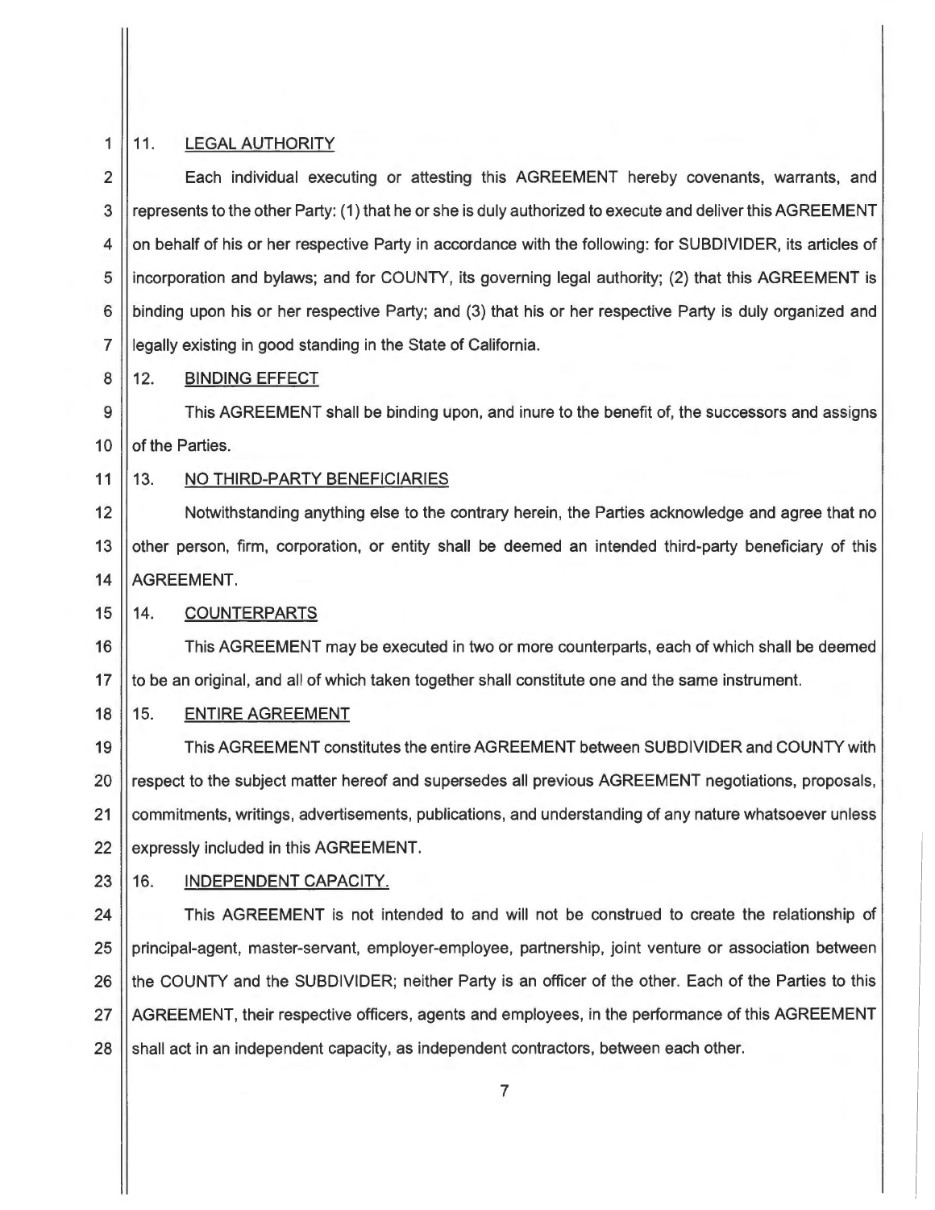## 11. LEGAL AUTHORITY

Each individual executing or attesting this AGREEMENT hereby covenants, warrants, and represents to the other Party: (1) that he or she is duly authorized to execute and deliver this AGREEMENT on behalf of his or her respective Party in accordance with the following: for SUBDIVIDER, its articles of incorporation and bylaws; and for COUNTY, its governing legal authority; (2) that this AGREEMENT is binding upon his or her respective Party; and (3) that his or her respective Party is duly organized and legally existing in good standing in the State of California.

## 12. BINDING EFFECT

This AGREEMENT shall be binding upon, and inure to the benefit of, the successors and assigns of the Parties.

## 13. NO THIRD-PARTY BENEFICIARIES

Notwithstanding anything else to the contrary herein, the Parties acknowledge and agree that no other person, firm, corporation, or entity shall be deemed an intended third-party beneficiary of this AGREEMENT.

## 14. COUNTERPARTS

This AGREEMENT may be executed in two or more counterparts, each of which shall be deemed to be an original, and all of which taken together shall constitute one and the same instrument.

## 15. ENTIRE AGREEMENT

This AGREEMENT constitutes the entire AGREEMENT between SUBDIVIDER and COUNTY with respect to the subject matter hereof and supersedes all previous AGREEMENT negotiations, proposals, commitments, writings, advertisements, publications, and understanding of any nature whatsoever unless expressly included in this AGREEMENT.

## 16. INDEPENDENT CAPACITY.

This AGREEMENT is not intended to and will not be construed to create the relationship of principal-agent, master-servant, employer-employee, partnership, joint venture or association between the COUNTY and the SUBDIVIDER; neither Party is an officer of the other. Each of the Parties to this AGREEMENT, their respective officers, agents and employees, in the performance of this AGREEMENT shall act in an independent capacity, as independent contractors, between each other.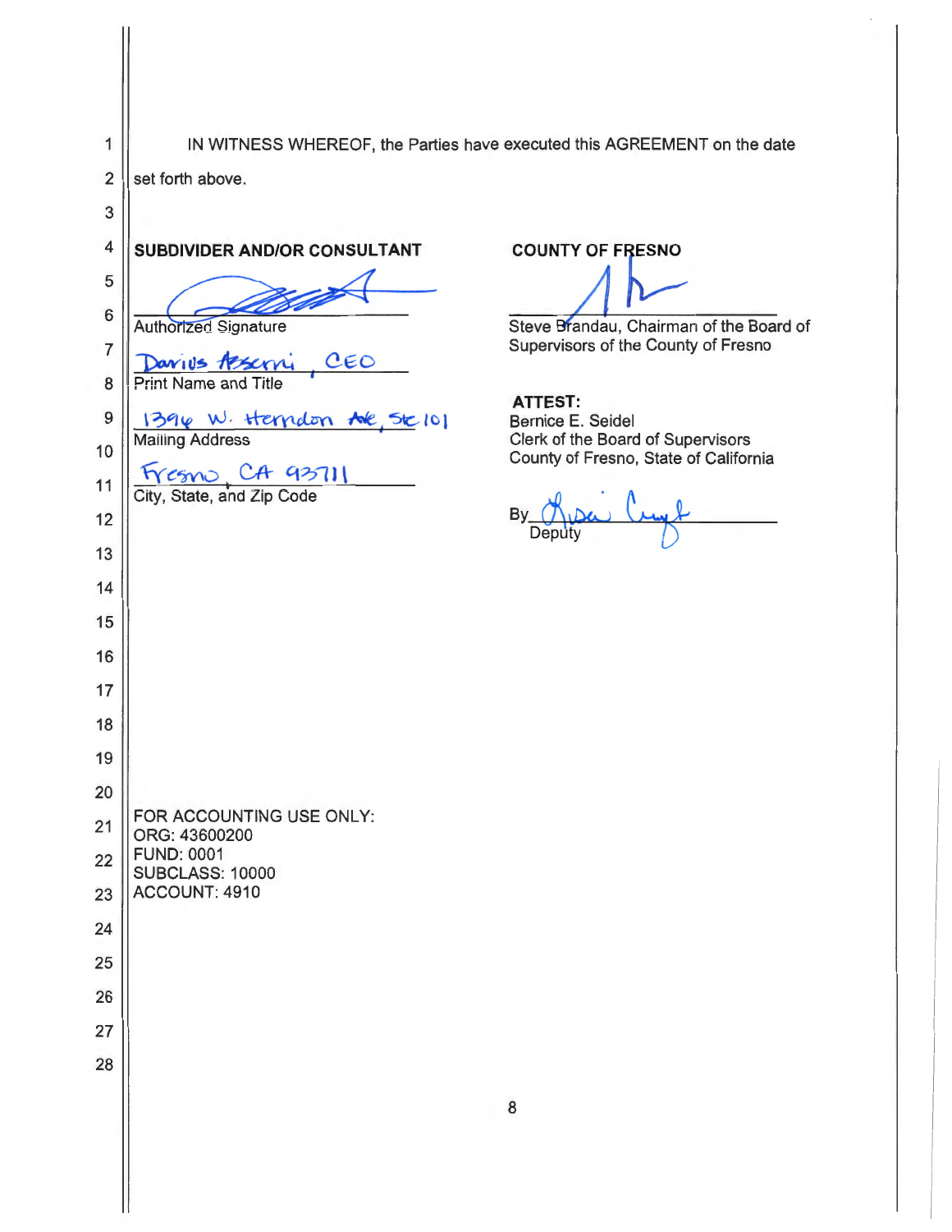IN WITNESS WHEREOF, the Parties have executed this AGREEMENT on the date set forth above.

**SUBDIVIDER AND/OR CONSULTANT**

Authorized Signature

Darius Assemi, CEO
Print Name and Title

1396 W. Herndon Ave, Ste 101
Mailing Address

Fresno, CA 93711
City, State, and Zip Code

**COUNTY OF FRESNO**

Steve Brandau, Chairman of the Board of Supervisors of the County of Fresno

**ATTEST:**
Bernice E. Seidel
Clerk of the Board of Supervisors
County of Fresno, State of California

By\_\_\_\_\_\_\_\_\_\_\_\_\_\_\_\_\_\_\_\_
Deputy

FOR ACCOUNTING USE ONLY:
ORG: 43600200
FUND: 0001
SUBCLASS: 10000
ACCOUNT: 4910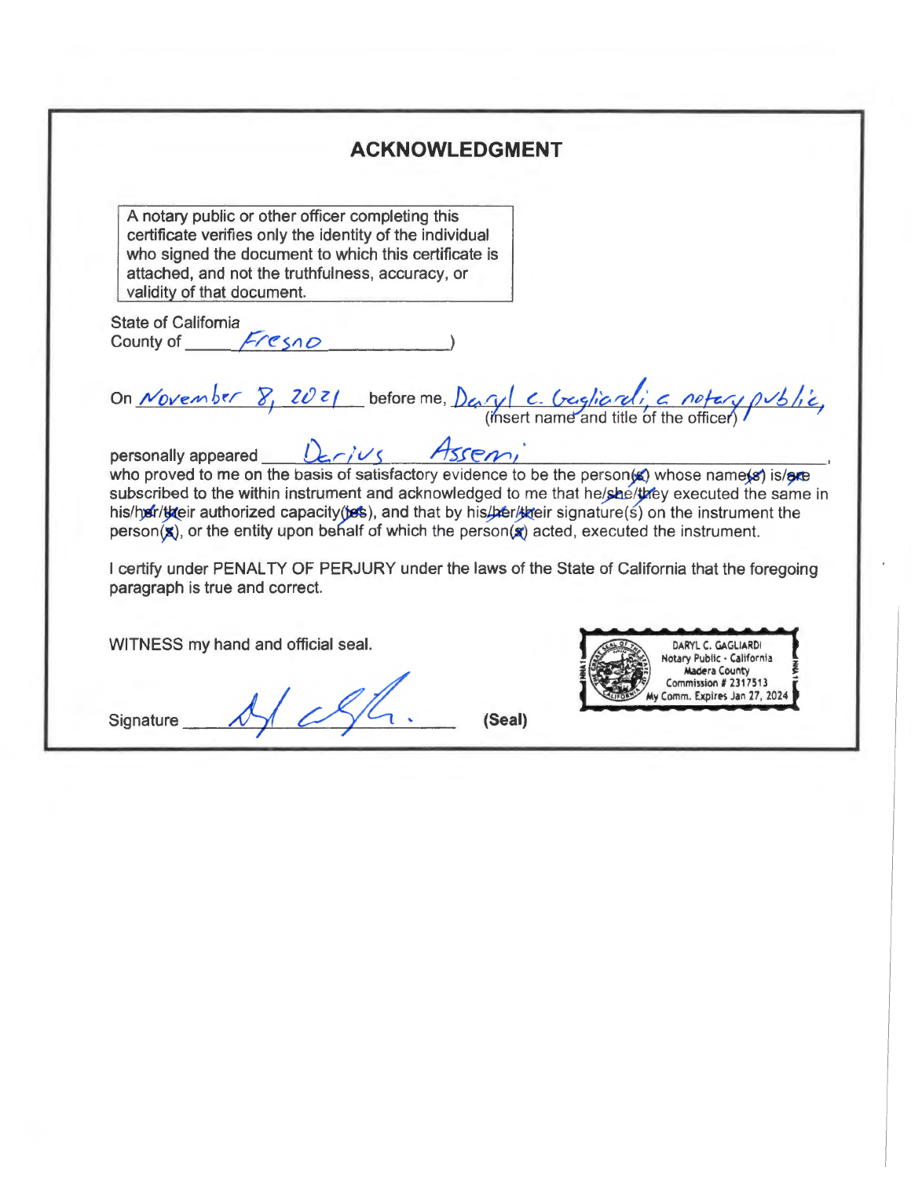## ACKNOWLEDGMENT

A notary public or other officer completing this certificate verifies only the identity of the individual who signed the document to which this certificate is attached, and not the truthfulness, accuracy, or validity of that document.

State of California
County of Fresno )

On November 8, 2021 before me, Daryl C. Gagliardi, a notary public,
(insert name and title of the officer)

personally appeared Darius Assemi,
who proved to me on the basis of satisfactory evidence to be the person(s) whose name(s) is/are subscribed to the within instrument and acknowledged to me that he/she/they executed the same in his/her/their authorized capacity(ies), and that by his/her/their signature(s) on the instrument the person(s), or the entity upon behalf of which the person(s) acted, executed the instrument.

I certify under PENALTY OF PERJURY under the laws of the State of California that the foregoing paragraph is true and correct.

WITNESS my hand and official seal.

Signature [signature] (Seal)

DARYL C. GAGLIARDI
Notary Public - California
Madera County
Commission # 2317513
My Comm. Expires Jan 27, 2024